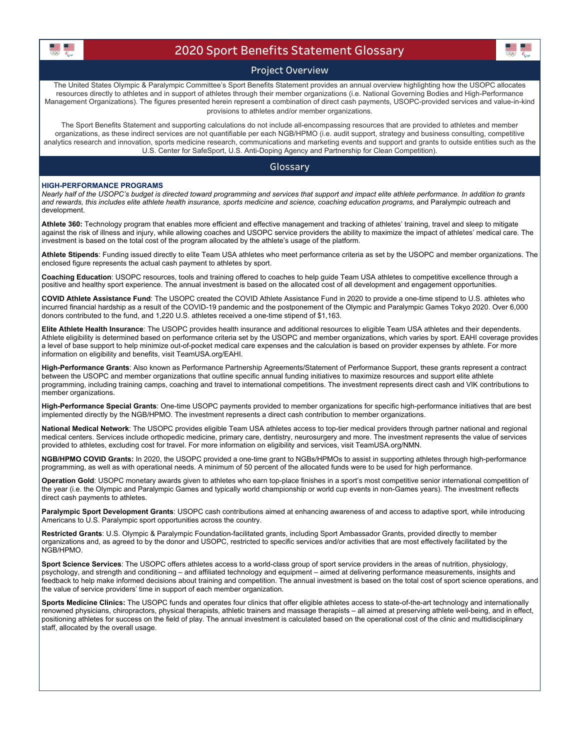# 2020 Sport Benefits Statement Glossary

## Project Overview

The United States Olympic & Paralympic Committee's Sport Benefits Statement provides an annual overview highlighting how the USOPC allocates resources directly to athletes and in support of athletes through their member organizations (i.e. National Governing Bodies and High-Performance Management Organizations). The figures presented herein represent a combination of direct cash payments, USOPC-provided services and value-in-kind provisions to athletes and/or member organizations.

The Sport Benefits Statement and supporting calculations do not include all-encompassing resources that are provided to athletes and member organizations, as these indirect services are not quantifiable per each NGB/HPMO (i.e. audit support, strategy and business consulting, competitive analytics research and innovation, sports medicine research, communications and marketing events and support and grants to outside entities such as the U.S. Center for SafeSport, U.S. Anti-Doping Agency and Partnership for Clean Competition).

## Glossary

### HIGH-PERFORMANCE PROGRAMS

*Nearly half of the USOPC's budget is directed toward programming and services that support and impact elite athlete performance. In addition to grants and rewards, this includes elite athlete health insurance, sports medicine and science, coaching education programs*, and Paralympic outreach and development.

**Athlete 360:** Technology program that enables more efficient and effective management and tracking of athletes' training, travel and sleep to mitigate against the risk of illness and injury, while allowing coaches and USOPC service providers the ability to maximize the impact of athletes' medical care. The investment is based on the total cost of the program allocated by the athlete's usage of the platform.

**Athlete Stipends**: Funding issued directly to elite Team USA athletes who meet performance criteria as set by the USOPC and member organizations. The enclosed figure represents the actual cash payment to athletes by sport.

**Coaching Education**: USOPC resources, tools and training offered to coaches to help guide Team USA athletes to competitive excellence through a positive and healthy sport experience. The annual investment is based on the allocated cost of all development and engagement opportunities.

**COVID Athlete Assistance Fund**: The USOPC created the COVID Athlete Assistance Fund in 2020 to provide a one-time stipend to U.S. athletes who incurred financial hardship as a result of the COVID-19 pandemic and the postponement of the Olympic and Paralympic Games Tokyo 2020. Over 6,000 donors contributed to the fund, and 1,220 U.S. athletes received a one-time stipend of $1,163.

**Elite Athlete Health Insurance**: The USOPC provides health insurance and additional resources to eligible Team USA athletes and their dependents. Athlete eligibility is determined based on performance criteria set by the USOPC and member organizations, which varies by sport. EAHI coverage provides a level of base support to help minimize out-of-pocket medical care expenses and the calculation is based on provider expenses by athlete. For more information on eligibility and benefits, visit TeamUSA.org/EAHI.

**High-Performance Grants**: Also known as Performance Partnership Agreements/Statement of Performance Support, these grants represent a contract between the USOPC and member organizations that outline specific annual funding initiatives to maximize resources and support elite athlete programming, including training camps, coaching and travel to international competitions. The investment represents direct cash and VIK contributions to member organizations.

**High-Performance Special Grants**: One-time USOPC payments provided to member organizations for specific high-performance initiatives that are best implemented directly by the NGB/HPMO. The investment represents a direct cash contribution to member organizations.

**National Medical Network**: The USOPC provides eligible Team USA athletes access to top-tier medical providers through partner national and regional medical centers. Services include orthopedic medicine, primary care, dentistry, neurosurgery and more. The investment represents the value of services provided to athletes, excluding cost for travel. For more information on eligibility and services, visit TeamUSA.org/NMN.

**NGB/HPMO COVID Grants:** In 2020, the USOPC provided a one-time grant to NGBs/HPMOs to assist in supporting athletes through high-performance programming, as well as with operational needs. A minimum of 50 percent of the allocated funds were to be used for high performance.

**Operation Gold**: USOPC monetary awards given to athletes who earn top-place finishes in a sport's most competitive senior international competition of the year (i.e. the Olympic and Paralympic Games and typically world championship or world cup events in non-Games years). The investment reflects direct cash payments to athletes.

**Paralympic Sport Development Grants**: USOPC cash contributions aimed at enhancing awareness of and access to adaptive sport, while introducing Americans to U.S. Paralympic sport opportunities across the country.

**Restricted Grants**: U.S. Olympic & Paralympic Foundation-facilitated grants, including Sport Ambassador Grants, provided directly to member organizations and, as agreed to by the donor and USOPC, restricted to specific services and/or activities that are most effectively facilitated by the NGB/HPMO.

**Sport Science Services**: The USOPC offers athletes access to a world-class group of sport service providers in the areas of nutrition, physiology, psychology, and strength and conditioning – and affiliated technology and equipment – aimed at delivering performance measurements, insights and feedback to help make informed decisions about training and competition. The annual investment is based on the total cost of sport science operations, and the value of service providers' time in support of each member organization.

**Sports Medicine Clinics:** The USOPC funds and operates four clinics that offer eligible athletes access to state-of-the-art technology and internationally renowned physicians, chiropractors, physical therapists, athletic trainers and massage therapists – all aimed at preserving athlete well-being, and in effect, positioning athletes for success on the field of play. The annual investment is calculated based on the operational cost of the clinic and multidisciplinary staff, allocated by the overall usage.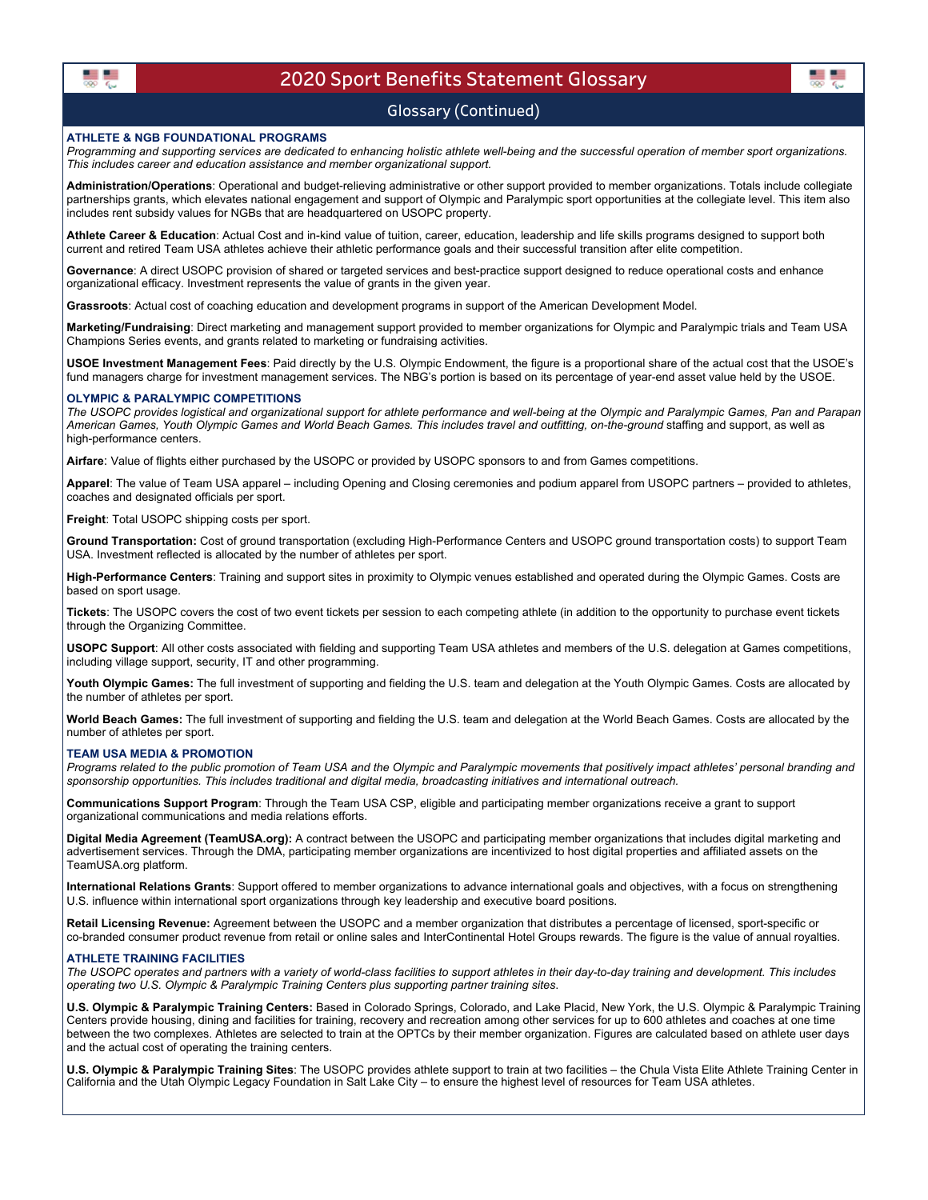# 2020 Sport Benefits Statement Glossary

## Glossary (Continued)

### ATHLETE & NGB FOUNDATIONAL PROGRAMS

*Programming and supporting services are dedicated to enhancing holistic athlete well-being and the successful operation of member sport organizations. This includes career and education assistance and member organizational support.*

**Administration/Operations**: Operational and budget-relieving administrative or other support provided to member organizations. Totals include collegiate partnerships grants, which elevates national engagement and support of Olympic and Paralympic sport opportunities at the collegiate level. This item also includes rent subsidy values for NGBs that are headquartered on USOPC property.

**Athlete Career & Education**: Actual Cost and in-kind value of tuition, career, education, leadership and life skills programs designed to support both current and retired Team USA athletes achieve their athletic performance goals and their successful transition after elite competition.

**Governance**: A direct USOPC provision of shared or targeted services and best-practice support designed to reduce operational costs and enhance organizational efficacy. Investment represents the value of grants in the given year.

**Grassroots**: Actual cost of coaching education and development programs in support of the American Development Model.

**Marketing/Fundraising**: Direct marketing and management support provided to member organizations for Olympic and Paralympic trials and Team USA Champions Series events, and grants related to marketing or fundraising activities.

**USOE Investment Management Fees**: Paid directly by the U.S. Olympic Endowment, the figure is a proportional share of the actual cost that the USOE's fund managers charge for investment management services. The NBG's portion is based on its percentage of year-end asset value held by the USOE.

### OLYMPIC & PARALYMPIC COMPETITIONS

*The USOPC provides logistical and organizational support for athlete performance and well-being at the Olympic and Paralympic Games, Pan and Parapan American Games, Youth Olympic Games and World Beach Games. This includes travel and outfitting, on-the-ground* staffing and support, as well as high-performance centers.

**Airfare**: Value of flights either purchased by the USOPC or provided by USOPC sponsors to and from Games competitions.

**Apparel**: The value of Team USA apparel – including Opening and Closing ceremonies and podium apparel from USOPC partners – provided to athletes, coaches and designated officials per sport.

**Freight**: Total USOPC shipping costs per sport.

**Ground Transportation:** Cost of ground transportation (excluding High-Performance Centers and USOPC ground transportation costs) to support Team USA. Investment reflected is allocated by the number of athletes per sport.

**High-Performance Centers**: Training and support sites in proximity to Olympic venues established and operated during the Olympic Games. Costs are based on sport usage.

**Tickets**: The USOPC covers the cost of two event tickets per session to each competing athlete (in addition to the opportunity to purchase event tickets through the Organizing Committee.

**USOPC Support**: All other costs associated with fielding and supporting Team USA athletes and members of the U.S. delegation at Games competitions, including village support, security, IT and other programming.

**Youth Olympic Games:** The full investment of supporting and fielding the U.S. team and delegation at the Youth Olympic Games. Costs are allocated by the number of athletes per sport.

**World Beach Games:** The full investment of supporting and fielding the U.S. team and delegation at the World Beach Games. Costs are allocated by the number of athletes per sport.

### TEAM USA MEDIA & PROMOTION

*Programs related to the public promotion of Team USA and the Olympic and Paralympic movements that positively impact athletes' personal branding and sponsorship opportunities. This includes traditional and digital media, broadcasting initiatives and international outreach.*

**Communications Support Program**: Through the Team USA CSP, eligible and participating member organizations receive a grant to support organizational communications and media relations efforts.

**Digital Media Agreement (TeamUSA.org):** A contract between the USOPC and participating member organizations that includes digital marketing and advertisement services. Through the DMA, participating member organizations are incentivized to host digital properties and affiliated assets on the TeamUSA.org platform.

**International Relations Grants**: Support offered to member organizations to advance international goals and objectives, with a focus on strengthening U.S. influence within international sport organizations through key leadership and executive board positions.

**Retail Licensing Revenue:** Agreement between the USOPC and a member organization that distributes a percentage of licensed, sport-specific or co-branded consumer product revenue from retail or online sales and InterContinental Hotel Groups rewards. The figure is the value of annual royalties.

### ATHLETE TRAINING FACILITIES

*The USOPC operates and partners with a variety of world-class facilities to support athletes in their day-to-day training and development. This includes operating two U.S. Olympic & Paralympic Training Centers plus supporting partner training sites.*

**U.S. Olympic & Paralympic Training Centers:** Based in Colorado Springs, Colorado, and Lake Placid, New York, the U.S. Olympic & Paralympic Training Centers provide housing, dining and facilities for training, recovery and recreation among other services for up to 600 athletes and coaches at one time between the two complexes. Athletes are selected to train at the OPTCs by their member organization. Figures are calculated based on athlete user days and the actual cost of operating the training centers.

**U.S. Olympic & Paralympic Training Sites**: The USOPC provides athlete support to train at two facilities – the Chula Vista Elite Athlete Training Center in California and the Utah Olympic Legacy Foundation in Salt Lake City – to ensure the highest level of resources for Team USA athletes.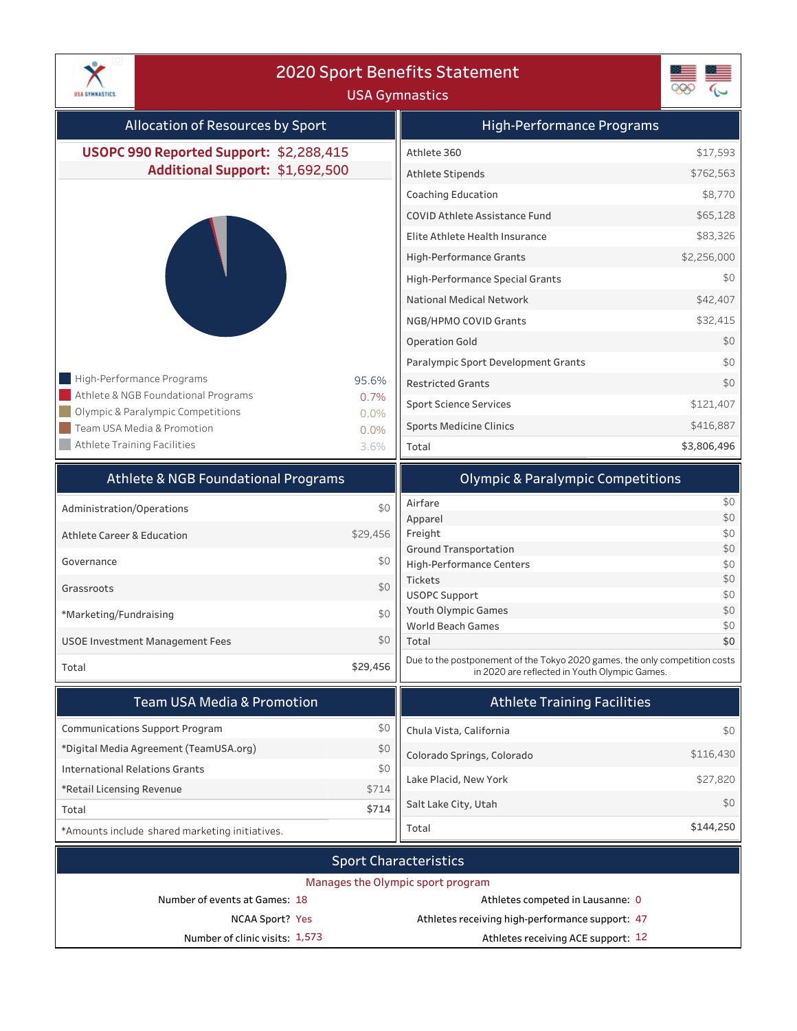# 2020 Sport Benefits Statement

## USA Gymnastics

## Allocation of Resources by Sport

**USOPC 990 Reported Support: $2,288,415**

**Additional Support: $1,692,500**

High-Performance Programs 95.6%
Athlete & NGB Foundational Programs 0.7%
Olympic & Paralympic Competitions 0.0%
Team USA Media & Promotion 0.0%
Athlete Training Facilities 3.6%

## High-Performance Programs

| | |
|---|---|
| Athlete 360 | $17,593 |
| Athlete Stipends | $762,563 |
| Coaching Education | $8,770 |
| COVID Athlete Assistance Fund | $65,128 |
| Elite Athlete Health Insurance | $83,326 |
| High-Performance Grants | $2,256,000 |
| High-Performance Special Grants | $0 |
| National Medical Network | $42,407 |
| NGB/HPMO COVID Grants | $32,415 |
| Operation Gold | $0 |
| Paralympic Sport Development Grants | $0 |
| Restricted Grants | $0 |
| Sport Science Services | $121,407 |
| Sports Medicine Clinics | $416,887 |
| Total | $3,806,496 |

## Athlete & NGB Foundational Programs

| | |
|---|---|
| Administration/Operations | $0 |
| Athlete Career & Education | $29,456 |
| Governance | $0 |
| Grassroots | $0 |
| *Marketing/Fundraising | $0 |
| USOE Investment Management Fees | $0 |
| Total | $29,456 |

## Olympic & Paralympic Competitions

| | |
|---|---|
| Airfare | $0 |
| Apparel | $0 |
| Freight | $0 |
| Ground Transportation | $0 |
| High-Performance Centers | $0 |
| Tickets | $0 |
| USOPC Support | $0 |
| Youth Olympic Games | $0 |
| World Beach Games | $0 |
| Total | $0 |

Due to the postponement of the Tokyo 2020 games, the only competition costs in 2020 are reflected in Youth Olympic Games.

## Team USA Media & Promotion

| | |
|---|---|
| Communications Support Program | $0 |
| *Digital Media Agreement (TeamUSA.org) | $0 |
| International Relations Grants | $0 |
| *Retail Licensing Revenue | $714 |
| Total | $714 |

*Amounts include shared marketing initiatives.

## Athlete Training Facilities

| | |
|---|---|
| Chula Vista, California | $0 |
| Colorado Springs, Colorado | $116,430 |
| Lake Placid, New York | $27,820 |
| Salt Lake City, Utah | $0 |
| Total | $144,250 |

## Sport Characteristics

Manages the Olympic sport program

Number of events at Games: 18

NCAA Sport? Yes

Number of clinic visits: 1,573

Athletes competed in Lausanne: 0

Athletes receiving high-performance support: 47

Athletes receiving ACE support: 12